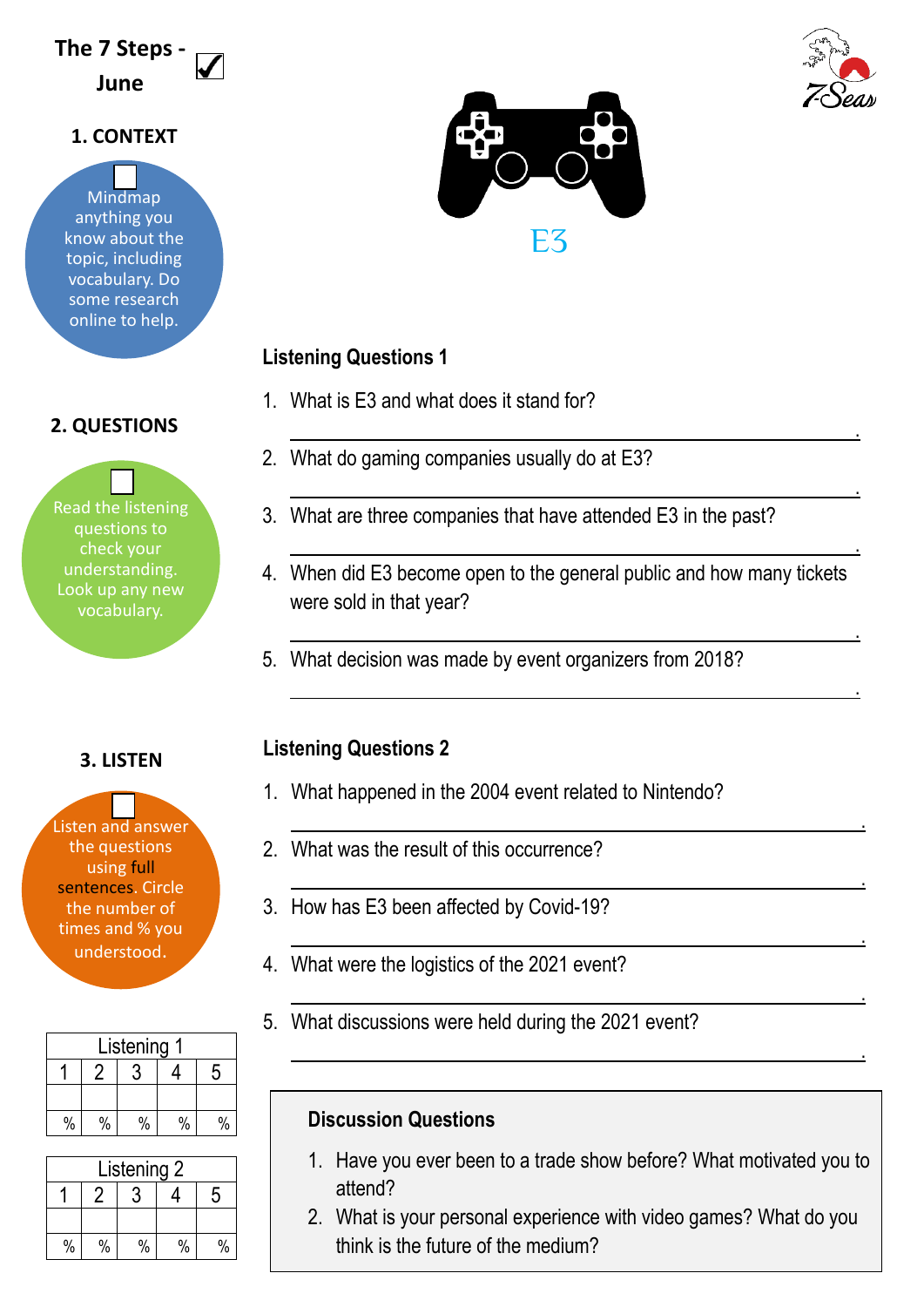# The 7 Steps - June

## 1. CONTEXT

Mindmap anything you know about the topic, including vocabulary. Do some research online to help.

## 2. QUESTIONS

Read the listening questions to check your understanding. Look up any new vocabulary.

## 3. LISTEN

Listen and answer the questions using full sentences. Circle the number of times and % you understood.

| Listening 1 | | | | |
|---|---|---|---|---|
| 1 | 2 | 3 | 4 | 5 |
| | | | | |
| % | % | % | % | % |

| Listening 2 | | | | |
|---|---|---|---|---|
| 1 | 2 | 3 | 4 | 5 |
| | | | | |
| % | % | % | % | % |

# E3

### Listening Questions 1

1. What is E3 and what does it stand for?
 ______________________________.
2. What do gaming companies usually do at E3?
 ______________________________.
3. What are three companies that have attended E3 in the past?
 ______________________________.
4. When did E3 become open to the general public and how many tickets were sold in that year?
 ______________________________.
5. What decision was made by event organizers from 2018?
 ______________________________.

### Listening Questions 2

1. What happened in the 2004 event related to Nintendo?
 ______________________________.
2. What was the result of this occurrence?
 ______________________________.
3. How has E3 been affected by Covid-19?
 ______________________________.
4. What were the logistics of the 2021 event?
 ______________________________.
5. What discussions were held during the 2021 event?
 ______________________________.

### Discussion Questions

1. Have you ever been to a trade show before? What motivated you to attend?
2. What is your personal experience with video games? What do you think is the future of the medium?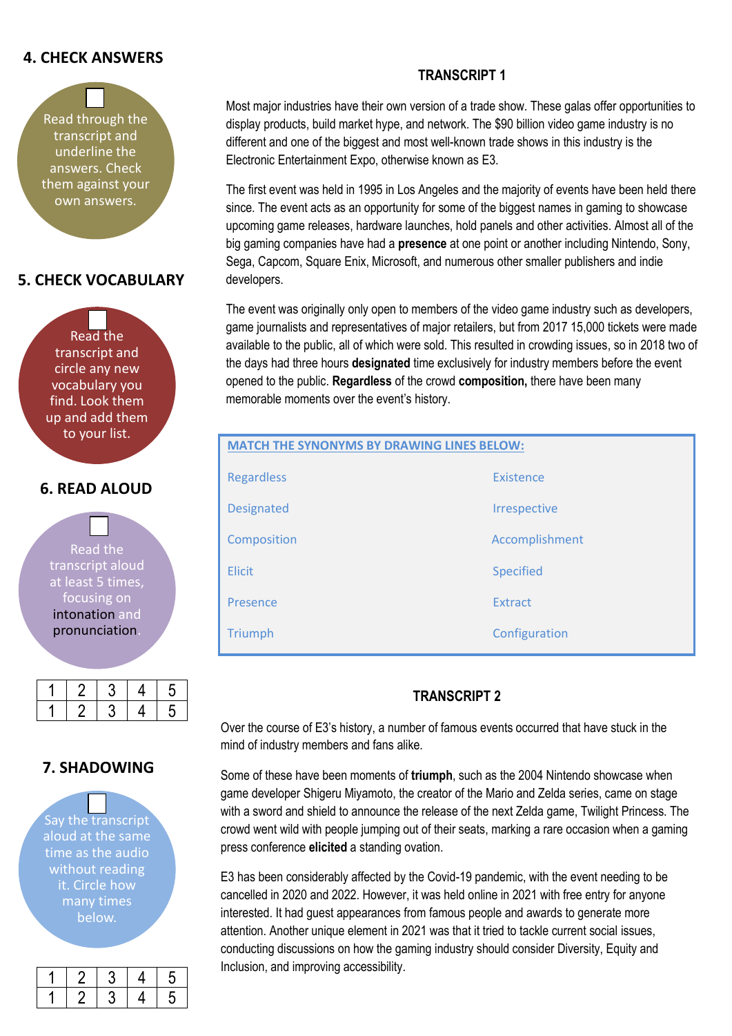## 4. CHECK ANSWERS

☐ Read through the transcript and underline the answers. Check them against your own answers.

## 5. CHECK VOCABULARY

☐ Read the transcript and circle any new vocabulary you find. Look them up and add them to your list.

## 6. READ ALOUD

☐ Read the transcript aloud at least 5 times, focusing on intonation and pronunciation.

| | | | | |
|---|---|---|---|---|
| 1 | 2 | 3 | 4 | 5 |
| 1 | 2 | 3 | 4 | 5 |

## 7. SHADOWING

☐ Say the transcript aloud at the same time as the audio without reading it. Circle how many times below.

| | | | | |
|---|---|---|---|---|
| 1 | 2 | 3 | 4 | 5 |
| 1 | 2 | 3 | 4 | 5 |

### TRANSCRIPT 1

Most major industries have their own version of a trade show. These galas offer opportunities to display products, build market hype, and network. The $90 billion video game industry is no different and one of the biggest and most well-known trade shows in this industry is the Electronic Entertainment Expo, otherwise known as E3.

The first event was held in 1995 in Los Angeles and the majority of events have been held there since. The event acts as an opportunity for some of the biggest names in gaming to showcase upcoming game releases, hardware launches, hold panels and other activities. Almost all of the big gaming companies have had a **presence** at one point or another including Nintendo, Sony, Sega, Capcom, Square Enix, Microsoft, and numerous other smaller publishers and indie developers.

The event was originally only open to members of the video game industry such as developers, game journalists and representatives of major retailers, but from 2017 15,000 tickets were made available to the public, all of which were sold. This resulted in crowding issues, so in 2018 two of the days had three hours **designated** time exclusively for industry members before the event opened to the public. **Regardless** of the crowd **composition,** there have been many memorable moments over the event's history.

**MATCH THE SYNONYMS BY DRAWING LINES BELOW:**

| | |
|---|---|
| Regardless | Existence |
| Designated | Irrespective |
| Composition | Accomplishment |
| Elicit | Specified |
| Presence | Extract |
| Triumph | Configuration |

### TRANSCRIPT 2

Over the course of E3's history, a number of famous events occurred that have stuck in the mind of industry members and fans alike.

Some of these have been moments of **triumph**, such as the 2004 Nintendo showcase when game developer Shigeru Miyamoto, the creator of the Mario and Zelda series, came on stage with a sword and shield to announce the release of the next Zelda game, Twilight Princess. The crowd went wild with people jumping out of their seats, marking a rare occasion when a gaming press conference **elicited** a standing ovation.

E3 has been considerably affected by the Covid-19 pandemic, with the event needing to be cancelled in 2020 and 2022. However, it was held online in 2021 with free entry for anyone interested. It had guest appearances from famous people and awards to generate more attention. Another unique element in 2021 was that it tried to tackle current social issues, conducting discussions on how the gaming industry should consider Diversity, Equity and Inclusion, and improving accessibility.